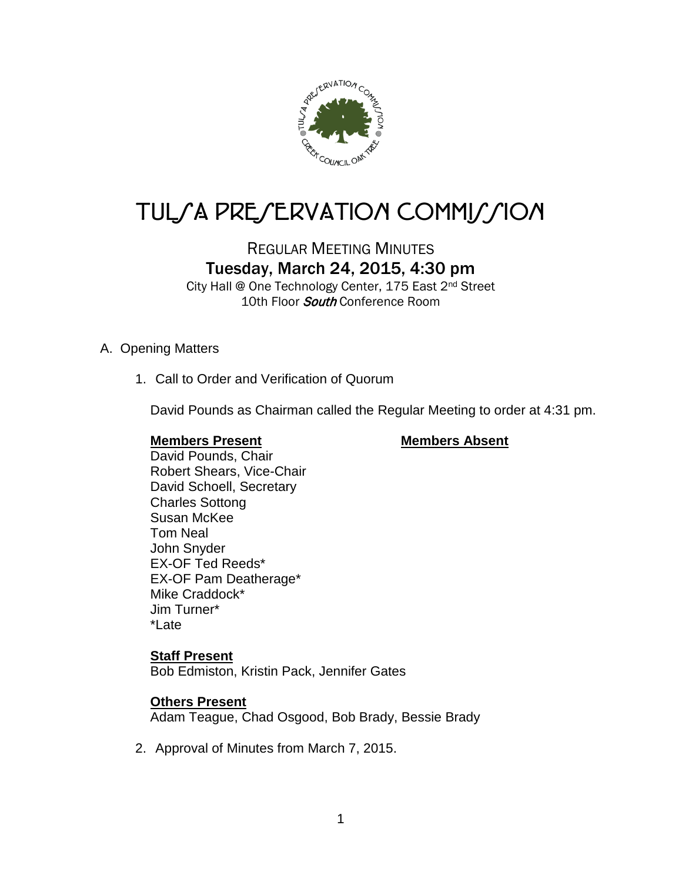# TULSA PRESERVATION COMMISSION

## REGULAR MEETING MINUTES

### Tuesday, March 24, 2015, 4:30 pm

City Hall @ One Technology Center, 175 East 2nd Street
10th Floor *South* Conference Room

A. Opening Matters

1. Call to Order and Verification of Quorum

   David Pounds as Chairman called the Regular Meeting to order at 4:31 pm.

   **Members Present**
   David Pounds, Chair
   Robert Shears, Vice-Chair
   David Schoell, Secretary
   Charles Sottong
   Susan McKee
   Tom Neal
   John Snyder
   EX-OF Ted Reeds*
   EX-OF Pam Deatherage*
   Mike Craddock*
   Jim Turner*
   *Late

   **Members Absent**

   **Staff Present**
   Bob Edmiston, Kristin Pack, Jennifer Gates

   **Others Present**
   Adam Teague, Chad Osgood, Bob Brady, Bessie Brady

2. Approval of Minutes from March 7, 2015.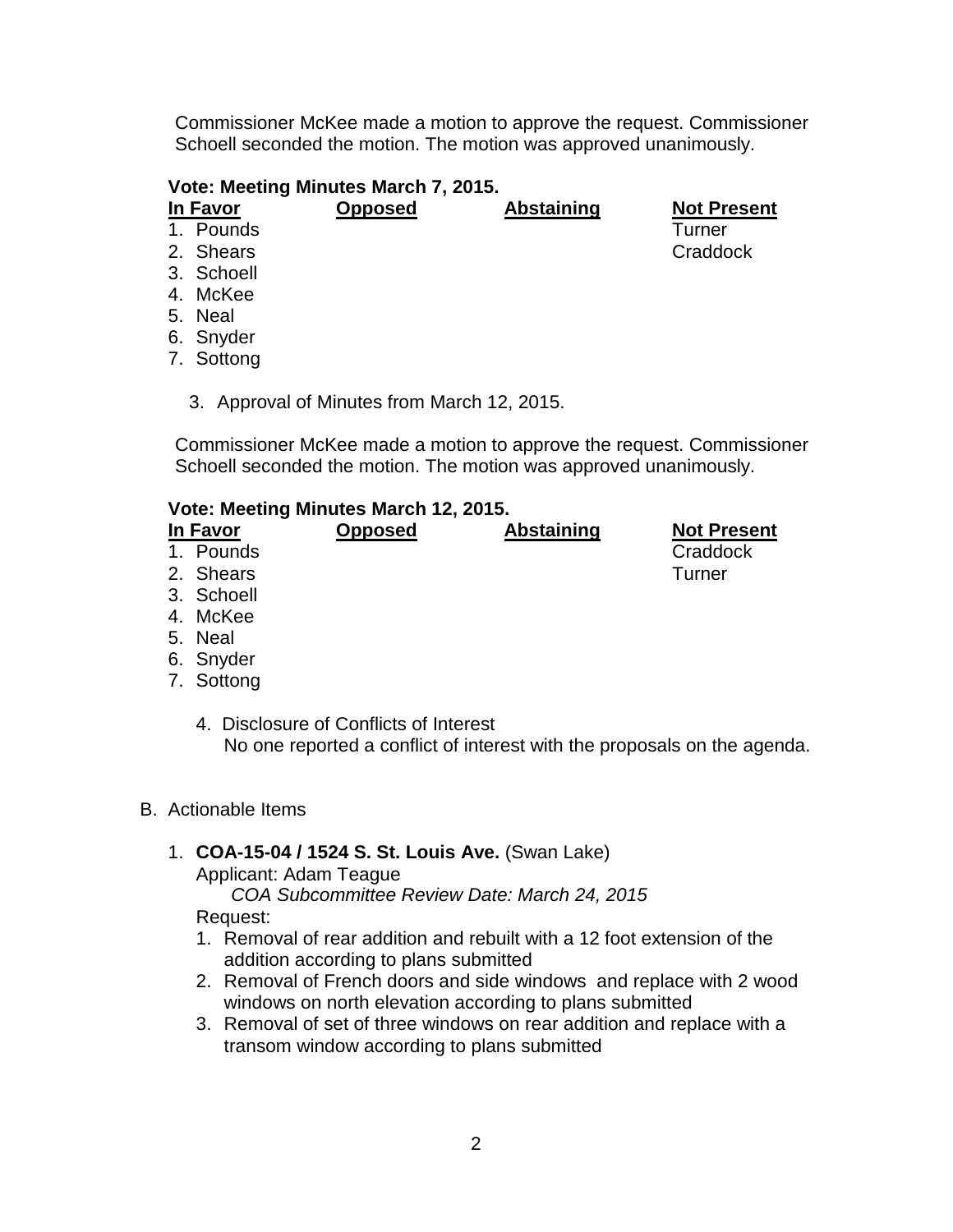Commissioner McKee made a motion to approve the request. Commissioner Schoell seconded the motion. The motion was approved unanimously.

**Vote: Meeting Minutes March 7, 2015.**

| In Favor | Opposed | Abstaining | Not Present |
|---|---|---|---|
| 1. Pounds | | | Turner |
| 2. Shears | | | Craddock |
| 3. Schoell | | | |
| 4. McKee | | | |
| 5. Neal | | | |
| 6. Snyder | | | |
| 7. Sottong | | | |

3. Approval of Minutes from March 12, 2015.

Commissioner McKee made a motion to approve the request. Commissioner Schoell seconded the motion. The motion was approved unanimously.

**Vote: Meeting Minutes March 12, 2015.**

| In Favor | Opposed | Abstaining | Not Present |
|---|---|---|---|
| 1. Pounds | | | Craddock |
| 2. Shears | | | Turner |
| 3. Schoell | | | |
| 4. McKee | | | |
| 5. Neal | | | |
| 6. Snyder | | | |
| 7. Sottong | | | |

4. Disclosure of Conflicts of Interest
   No one reported a conflict of interest with the proposals on the agenda.

B. Actionable Items

1. **COA-15-04 / 1524 S. St. Louis Ave.** (Swan Lake)
   Applicant: Adam Teague
   *COA Subcommittee Review Date: March 24, 2015*
   Request:
   1. Removal of rear addition and rebuilt with a 12 foot extension of the addition according to plans submitted
   2. Removal of French doors and side windows and replace with 2 wood windows on north elevation according to plans submitted
   3. Removal of set of three windows on rear addition and replace with a transom window according to plans submitted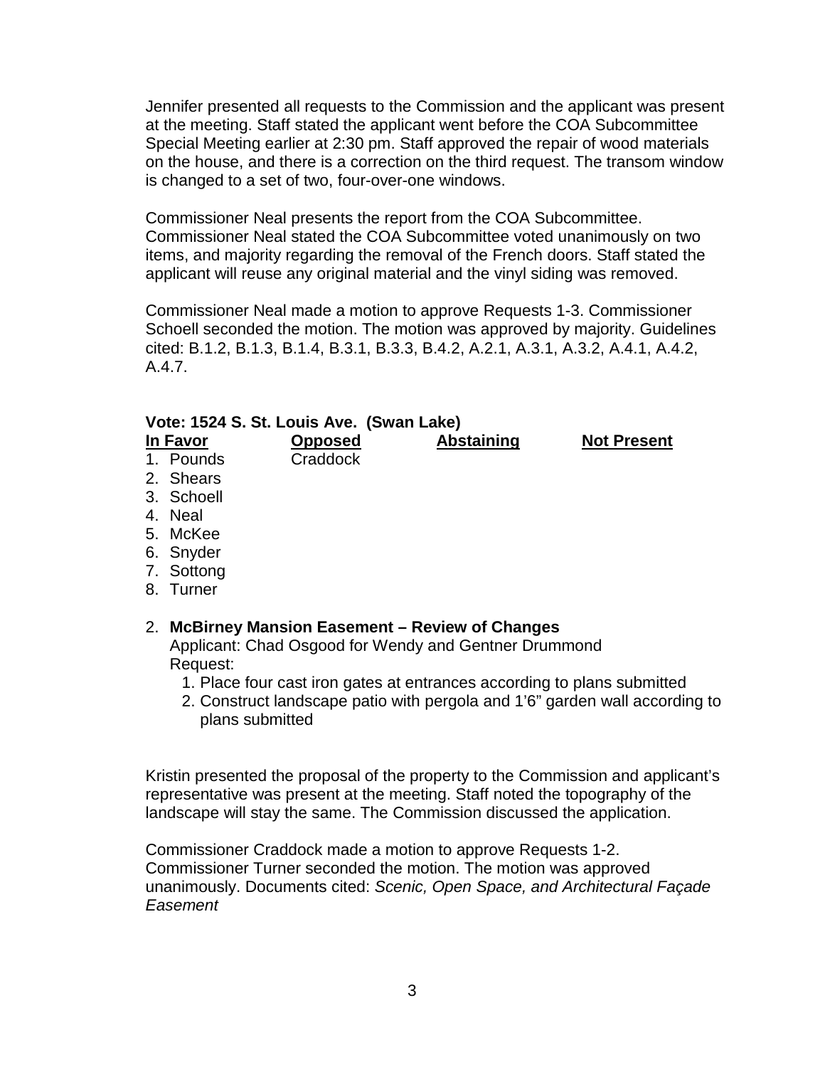Jennifer presented all requests to the Commission and the applicant was present at the meeting. Staff stated the applicant went before the COA Subcommittee Special Meeting earlier at 2:30 pm. Staff approved the repair of wood materials on the house, and there is a correction on the third request. The transom window is changed to a set of two, four-over-one windows.

Commissioner Neal presents the report from the COA Subcommittee. Commissioner Neal stated the COA Subcommittee voted unanimously on two items, and majority regarding the removal of the French doors. Staff stated the applicant will reuse any original material and the vinyl siding was removed.

Commissioner Neal made a motion to approve Requests 1-3. Commissioner Schoell seconded the motion. The motion was approved by majority. Guidelines cited: B.1.2, B.1.3, B.1.4, B.3.1, B.3.3, B.4.2, A.2.1, A.3.1, A.3.2, A.4.1, A.4.2, A.4.7.

**Vote: 1524 S. St. Louis Ave. (Swan Lake)**

| In Favor | Opposed | Abstaining | Not Present |
|---|---|---|---|
| 1. Pounds | Craddock | | |
| 2. Shears | | | |
| 3. Schoell | | | |
| 4. Neal | | | |
| 5. McKee | | | |
| 6. Snyder | | | |
| 7. Sottong | | | |
| 8. Turner | | | |

2. **McBirney Mansion Easement – Review of Changes**
   Applicant: Chad Osgood for Wendy and Gentner Drummond
   Request:
   1. Place four cast iron gates at entrances according to plans submitted
   2. Construct landscape patio with pergola and 1'6" garden wall according to plans submitted

Kristin presented the proposal of the property to the Commission and applicant's representative was present at the meeting. Staff noted the topography of the landscape will stay the same. The Commission discussed the application.

Commissioner Craddock made a motion to approve Requests 1-2. Commissioner Turner seconded the motion. The motion was approved unanimously. Documents cited: *Scenic, Open Space, and Architectural Façade Easement*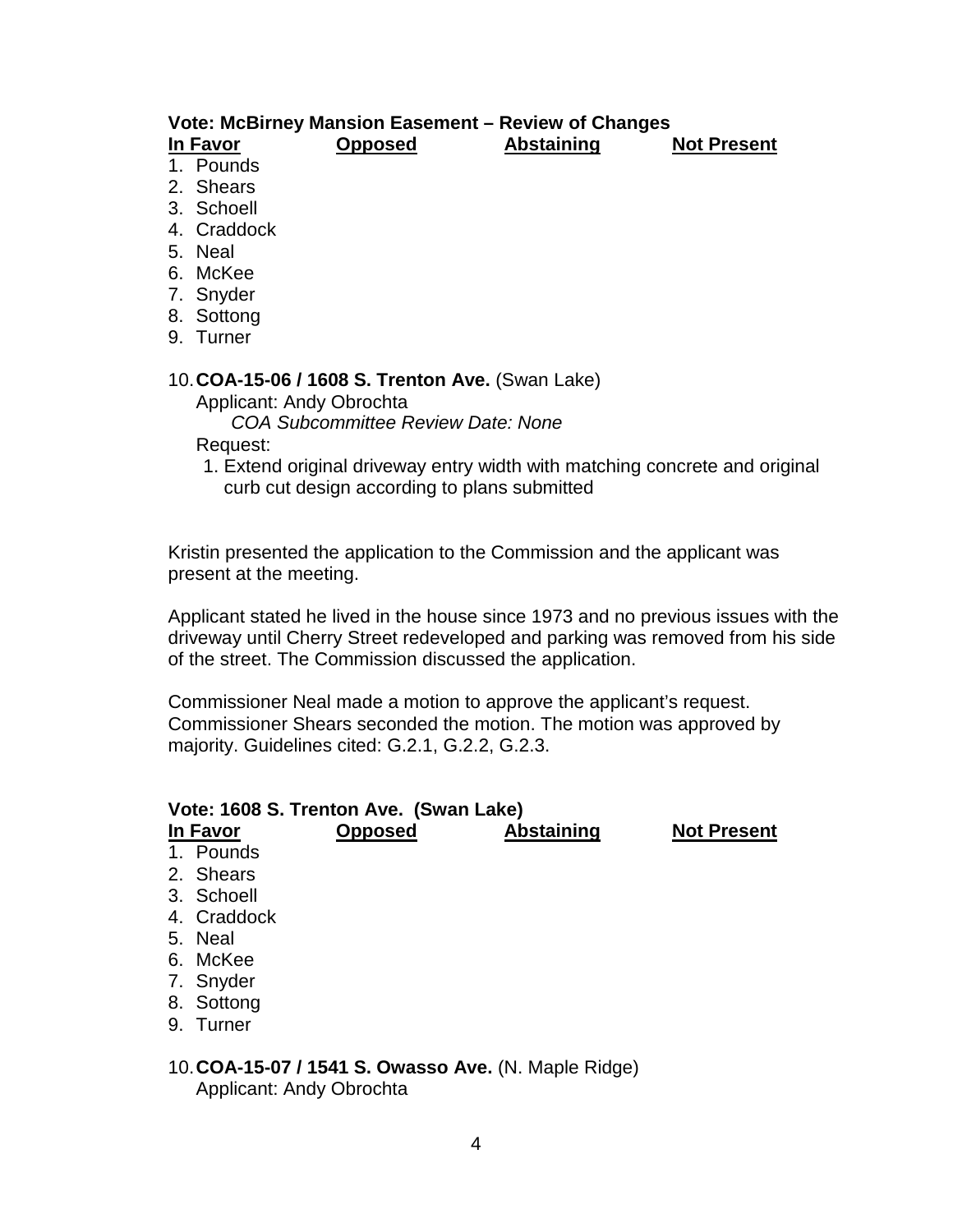**Vote: McBirney Mansion Easement – Review of Changes**

| In Favor | Opposed | Abstaining | Not Present |
|---|---|---|---|
| 1. Pounds | | | |
| 2. Shears | | | |
| 3. Schoell | | | |
| 4. Craddock | | | |
| 5. Neal | | | |
| 6. McKee | | | |
| 7. Snyder | | | |
| 8. Sottong | | | |
| 9. Turner | | | |

10. **COA-15-06 / 1608 S. Trenton Ave.** (Swan Lake)
    Applicant: Andy Obrochta
    *COA Subcommittee Review Date: None*
    Request:
    1. Extend original driveway entry width with matching concrete and original curb cut design according to plans submitted

Kristin presented the application to the Commission and the applicant was present at the meeting.

Applicant stated he lived in the house since 1973 and no previous issues with the driveway until Cherry Street redeveloped and parking was removed from his side of the street. The Commission discussed the application.

Commissioner Neal made a motion to approve the applicant's request. Commissioner Shears seconded the motion. The motion was approved by majority. Guidelines cited: G.2.1, G.2.2, G.2.3.

**Vote: 1608 S. Trenton Ave. (Swan Lake)**

| In Favor | Opposed | Abstaining | Not Present |
|---|---|---|---|
| 1. Pounds | | | |
| 2. Shears | | | |
| 3. Schoell | | | |
| 4. Craddock | | | |
| 5. Neal | | | |
| 6. McKee | | | |
| 7. Snyder | | | |
| 8. Sottong | | | |
| 9. Turner | | | |

10. **COA-15-07 / 1541 S. Owasso Ave.** (N. Maple Ridge)
    Applicant: Andy Obrochta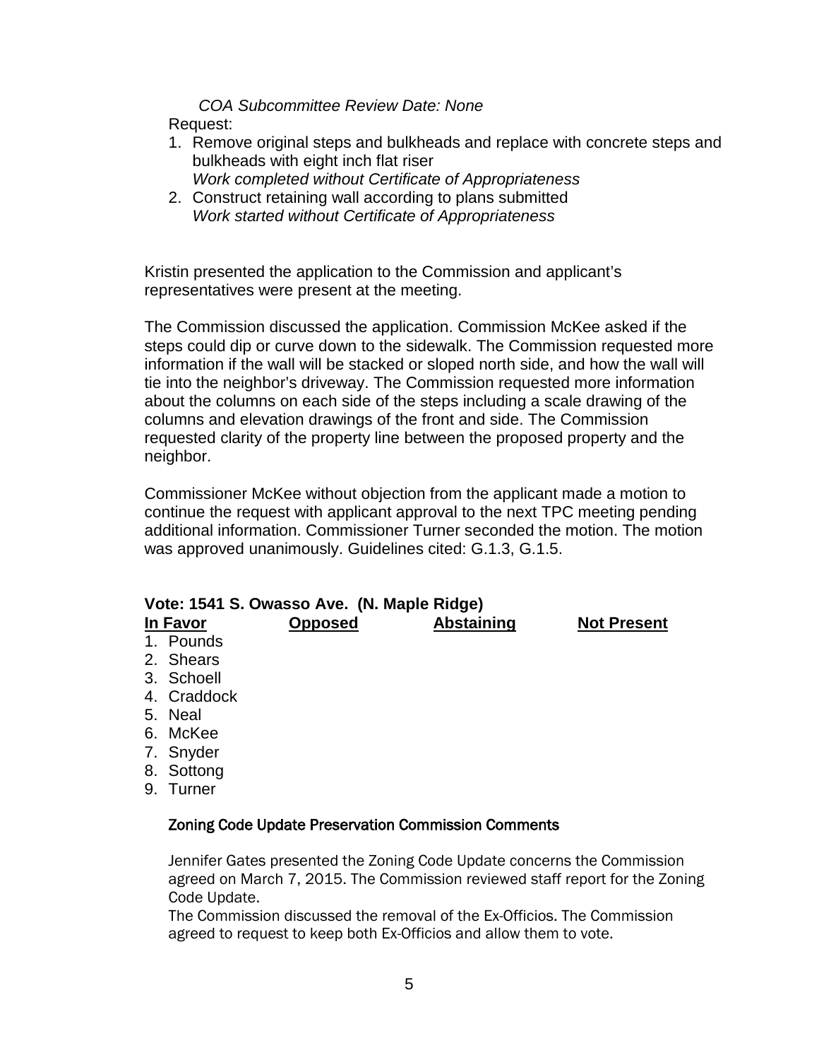*COA Subcommittee Review Date: None*

Request:

1. Remove original steps and bulkheads and replace with concrete steps and bulkheads with eight inch flat riser
   *Work completed without Certificate of Appropriateness*
2. Construct retaining wall according to plans submitted
   *Work started without Certificate of Appropriateness*

Kristin presented the application to the Commission and applicant's representatives were present at the meeting.

The Commission discussed the application. Commission McKee asked if the steps could dip or curve down to the sidewalk. The Commission requested more information if the wall will be stacked or sloped north side, and how the wall will tie into the neighbor's driveway. The Commission requested more information about the columns on each side of the steps including a scale drawing of the columns and elevation drawings of the front and side. The Commission requested clarity of the property line between the proposed property and the neighbor.

Commissioner McKee without objection from the applicant made a motion to continue the request with applicant approval to the next TPC meeting pending additional information. Commissioner Turner seconded the motion. The motion was approved unanimously. Guidelines cited: G.1.3, G.1.5.

**Vote: 1541 S. Owasso Ave. (N. Maple Ridge)**

| In Favor | Opposed | Abstaining | Not Present |
|---|---|---|---|
| 1. Pounds | | | |
| 2. Shears | | | |
| 3. Schoell | | | |
| 4. Craddock | | | |
| 5. Neal | | | |
| 6. McKee | | | |
| 7. Snyder | | | |
| 8. Sottong | | | |
| 9. Turner | | | |

**Zoning Code Update Preservation Commission Comments**

Jennifer Gates presented the Zoning Code Update concerns the Commission agreed on March 7, 2015. The Commission reviewed staff report for the Zoning Code Update.

The Commission discussed the removal of the Ex-Officios. The Commission agreed to request to keep both Ex-Officios and allow them to vote.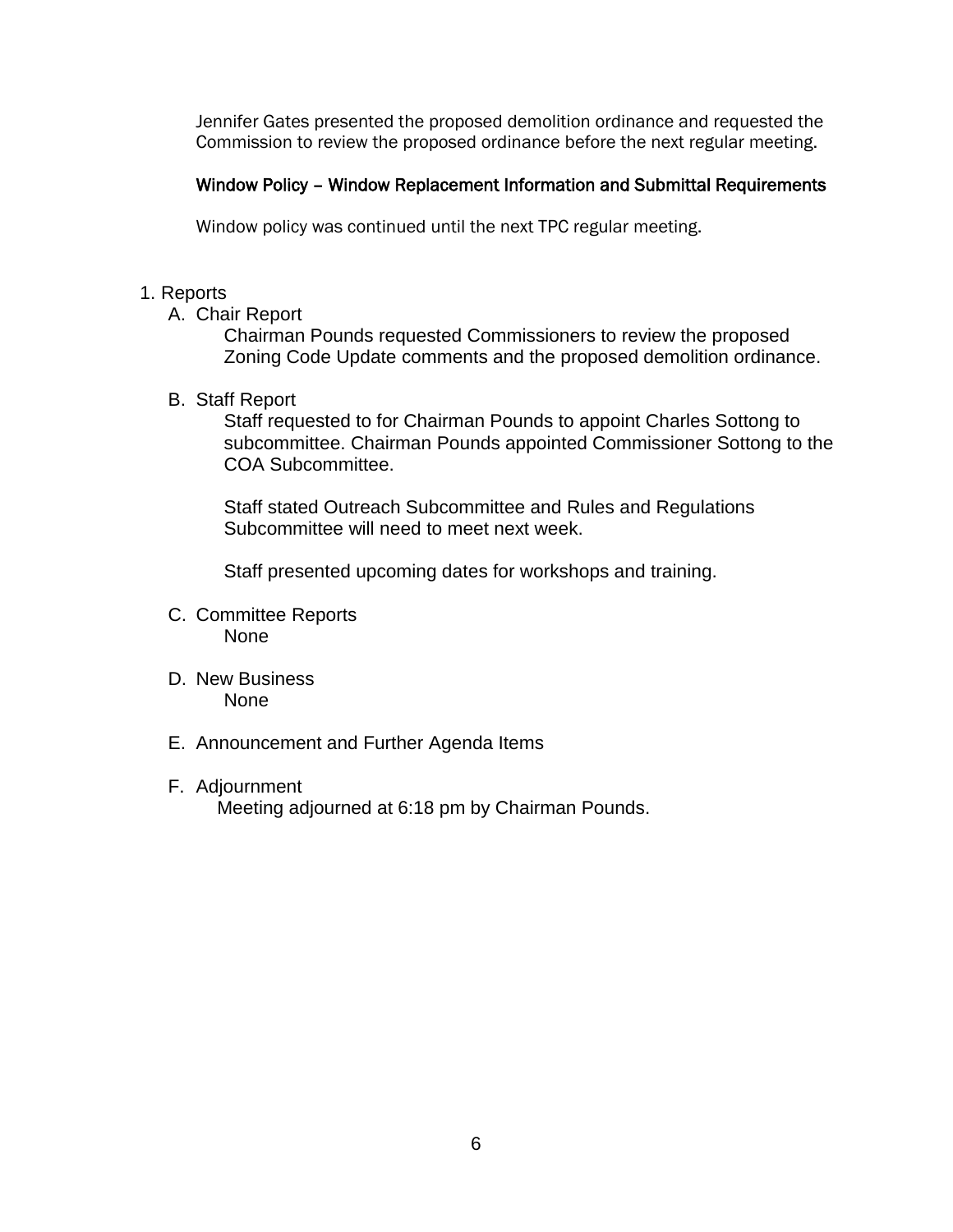Jennifer Gates presented the proposed demolition ordinance and requested the Commission to review the proposed ordinance before the next regular meeting.

**Window Policy – Window Replacement Information and Submittal Requirements**

Window policy was continued until the next TPC regular meeting.

1. Reports
   - A. Chair Report
     
     Chairman Pounds requested Commissioners to review the proposed Zoning Code Update comments and the proposed demolition ordinance.

   - B. Staff Report
     
     Staff requested to for Chairman Pounds to appoint Charles Sottong to subcommittee. Chairman Pounds appointed Commissioner Sottong to the COA Subcommittee.

     Staff stated Outreach Subcommittee and Rules and Regulations Subcommittee will need to meet next week.

     Staff presented upcoming dates for workshops and training.

   - C. Committee Reports
     
     None

   - D. New Business
     
     None

   - E. Announcement and Further Agenda Items

   - F. Adjournment
     
     Meeting adjourned at 6:18 pm by Chairman Pounds.